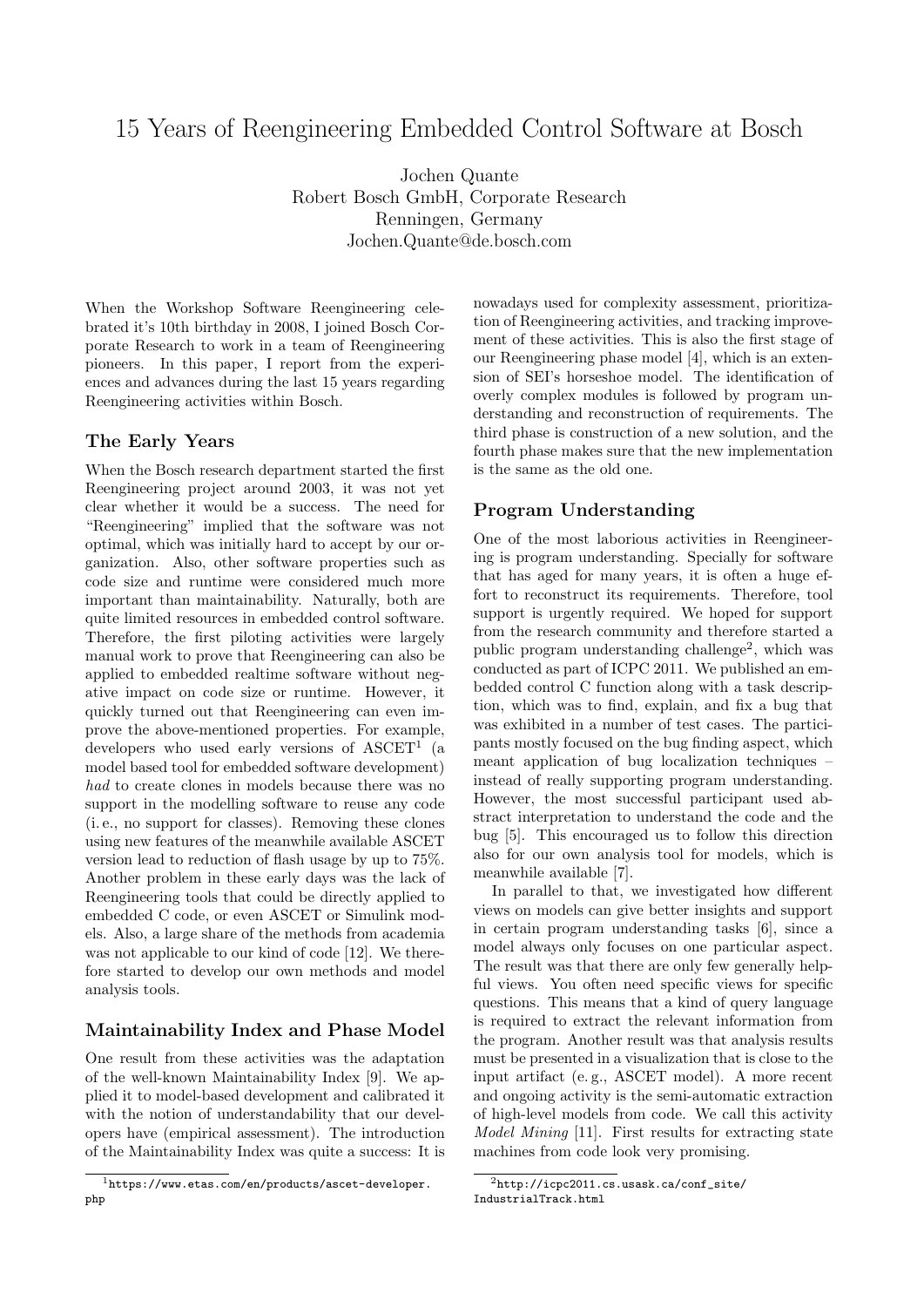# 15 Years of Reengineering Embedded Control Software at Bosch

Jochen Quante
Robert Bosch GmbH, Corporate Research
Renningen, Germany
Jochen.Quante@de.bosch.com

When the Workshop Software Reengineering celebrated it's 10th birthday in 2008, I joined Bosch Corporate Research to work in a team of Reengineering pioneers. In this paper, I report from the experiences and advances during the last 15 years regarding Reengineering activities within Bosch.

## The Early Years

When the Bosch research department started the first Reengineering project around 2003, it was not yet clear whether it would be a success. The need for "Reengineering" implied that the software was not optimal, which was initially hard to accept by our organization. Also, other software properties such as code size and runtime were considered much more important than maintainability. Naturally, both are quite limited resources in embedded control software. Therefore, the first piloting activities were largely manual work to prove that Reengineering can also be applied to embedded realtime software without negative impact on code size or runtime. However, it quickly turned out that Reengineering can even improve the above-mentioned properties. For example, developers who used early versions of ASCET[1] (a model based tool for embedded software development) *had* to create clones in models because there was no support in the modelling software to reuse any code (i. e., no support for classes). Removing these clones using new features of the meanwhile available ASCET version lead to reduction of flash usage by up to 75%. Another problem in these early days was the lack of Reengineering tools that could be directly applied to embedded C code, or even ASCET or Simulink models. Also, a large share of the methods from academia was not applicable to our kind of code [12]. We therefore started to develop our own methods and model analysis tools.

## Maintainability Index and Phase Model

One result from these activities was the adaptation of the well-known Maintainability Index [9]. We applied it to model-based development and calibrated it with the notion of understandability that our developers have (empirical assessment). The introduction of the Maintainability Index was quite a success: It is nowadays used for complexity assessment, prioritization of Reengineering activities, and tracking improvement of these activities. This is also the first stage of our Reengineering phase model [4], which is an extension of SEI's horseshoe model. The identification of overly complex modules is followed by program understanding and reconstruction of requirements. The third phase is construction of a new solution, and the fourth phase makes sure that the new implementation is the same as the old one.

## Program Understanding

One of the most laborious activities in Reengineering is program understanding. Specially for software that has aged for many years, it is often a huge effort to reconstruct its requirements. Therefore, tool support is urgently required. We hoped for support from the research community and therefore started a public program understanding challenge[2], which was conducted as part of ICPC 2011. We published an embedded control C function along with a task description, which was to find, explain, and fix a bug that was exhibited in a number of test cases. The participants mostly focused on the bug finding aspect, which meant application of bug localization techniques – instead of really supporting program understanding. However, the most successful participant used abstract interpretation to understand the code and the bug [5]. This encouraged us to follow this direction also for our own analysis tool for models, which is meanwhile available [7].

In parallel to that, we investigated how different views on models can give better insights and support in certain program understanding tasks [6], since a model always only focuses on one particular aspect. The result was that there are only few generally helpful views. You often need specific views for specific questions. This means that a kind of query language is required to extract the relevant information from the program. Another result was that analysis results must be presented in a visualization that is close to the input artifact (e. g., ASCET model). A more recent and ongoing activity is the semi-automatic extraction of high-level models from code. We call this activity *Model Mining* [11]. First results for extracting state machines from code look very promising.

[1] https://www.etas.com/en/products/ascet-developer.php

[2] http://icpc2011.cs.usask.ca/conf_site/IndustrialTrack.html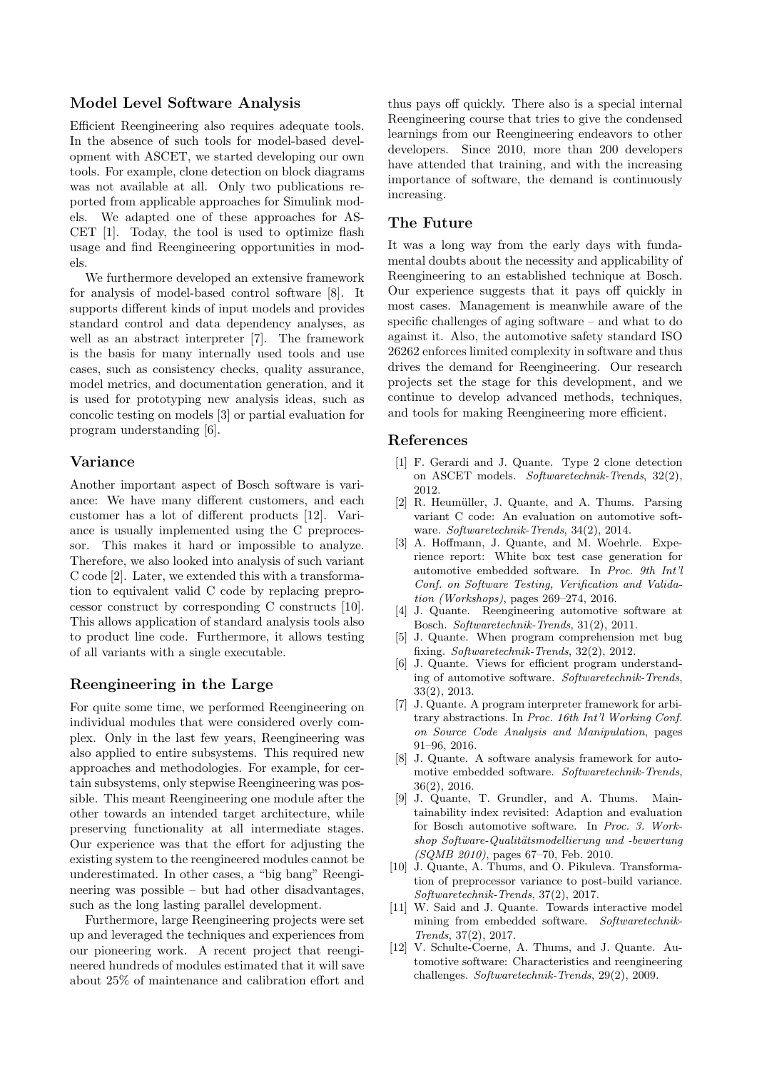## Model Level Software Analysis

Efficient Reengineering also requires adequate tools. In the absence of such tools for model-based development with ASCET, we started developing our own tools. For example, clone detection on block diagrams was not available at all. Only two publications reported from applicable approaches for Simulink models. We adapted one of these approaches for ASCET [1]. Today, the tool is used to optimize flash usage and find Reengineering opportunities in models.

We furthermore developed an extensive framework for analysis of model-based control software [8]. It supports different kinds of input models and provides standard control and data dependency analyses, as well as an abstract interpreter [7]. The framework is the basis for many internally used tools and use cases, such as consistency checks, quality assurance, model metrics, and documentation generation, and it is used for prototyping new analysis ideas, such as concolic testing on models [3] or partial evaluation for program understanding [6].

## Variance

Another important aspect of Bosch software is variance: We have many different customers, and each customer has a lot of different products [12]. Variance is usually implemented using the C preprocessor. This makes it hard or impossible to analyze. Therefore, we also looked into analysis of such variant C code [2]. Later, we extended this with a transformation to equivalent valid C code by replacing preprocessor construct by corresponding C constructs [10]. This allows application of standard analysis tools also to product line code. Furthermore, it allows testing of all variants with a single executable.

## Reengineering in the Large

For quite some time, we performed Reengineering on individual modules that were considered overly complex. Only in the last few years, Reengineering was also applied to entire subsystems. This required new approaches and methodologies. For example, for certain subsystems, only stepwise Reengineering was possible. This meant Reengineering one module after the other towards an intended target architecture, while preserving functionality at all intermediate stages. Our experience was that the effort for adjusting the existing system to the reengineered modules cannot be underestimated. In other cases, a "big bang" Reengineering was possible – but had other disadvantages, such as the long lasting parallel development.

Furthermore, large Reengineering projects were set up and leveraged the techniques and experiences from our pioneering work. A recent project that reengineered hundreds of modules estimated that it will save about 25% of maintenance and calibration effort and thus pays off quickly. There also is a special internal Reengineering course that tries to give the condensed learnings from our Reengineering endeavors to other developers. Since 2010, more than 200 developers have attended that training, and with the increasing importance of software, the demand is continuously increasing.

## The Future

It was a long way from the early days with fundamental doubts about the necessity and applicability of Reengineering to an established technique at Bosch. Our experience suggests that it pays off quickly in most cases. Management is meanwhile aware of the specific challenges of aging software – and what to do against it. Also, the automotive safety standard ISO 26262 enforces limited complexity in software and thus drives the demand for Reengineering. Our research projects set the stage for this development, and we continue to develop advanced methods, techniques, and tools for making Reengineering more efficient.

## References

[1] F. Gerardi and J. Quante. Type 2 clone detection on ASCET models. *Softwaretechnik-Trends*, 32(2), 2012.

[2] R. Heumüller, J. Quante, and A. Thums. Parsing variant C code: An evaluation on automotive software. *Softwaretechnik-Trends*, 34(2), 2014.

[3] A. Hoffmann, J. Quante, and M. Woehrle. Experience report: White box test case generation for automotive embedded software. In *Proc. 9th Int'l Conf. on Software Testing, Verification and Validation (Workshops)*, pages 269–274, 2016.

[4] J. Quante. Reengineering automotive software at Bosch. *Softwaretechnik-Trends*, 31(2), 2011.

[5] J. Quante. When program comprehension met bug fixing. *Softwaretechnik-Trends*, 32(2), 2012.

[6] J. Quante. Views for efficient program understanding of automotive software. *Softwaretechnik-Trends*, 33(2), 2013.

[7] J. Quante. A program interpreter framework for arbitrary abstractions. In *Proc. 16th Int'l Working Conf. on Source Code Analysis and Manipulation*, pages 91–96, 2016.

[8] J. Quante. A software analysis framework for automotive embedded software. *Softwaretechnik-Trends*, 36(2), 2016.

[9] J. Quante, T. Grundler, and A. Thums. Maintainability index revisited: Adaption and evaluation for Bosch automotive software. In *Proc. 3. Workshop Software-Qualitätsmodellierung und -bewertung (SQMB 2010)*, pages 67–70, Feb. 2010.

[10] J. Quante, A. Thums, and O. Pikuleva. Transformation of preprocessor variance to post-build variance. *Softwaretechnik-Trends*, 37(2), 2017.

[11] W. Said and J. Quante. Towards interactive model mining from embedded software. *Softwaretechnik-Trends*, 37(2), 2017.

[12] V. Schulte-Coerne, A. Thums, and J. Quante. Automotive software: Characteristics and reengineering challenges. *Softwaretechnik-Trends*, 29(2), 2009.